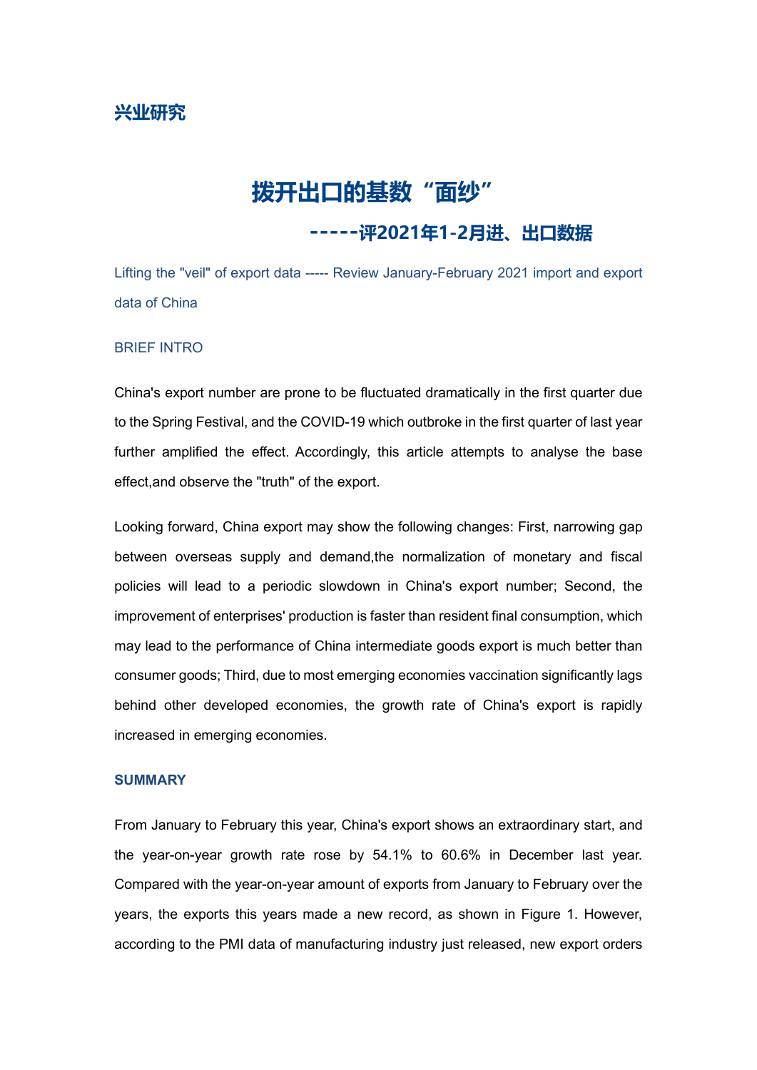**兴业研究**

# 拨开出口的基数“面纱”

## -----评2021年1-2月进、出口数据

Lifting the "veil" of export data ----- Review January-February 2021 import and export data of China

### BRIEF INTRO

China's export number are prone to be fluctuated dramatically in the first quarter due to the Spring Festival, and the COVID-19 which outbroke in the first quarter of last year further amplified the effect. Accordingly, this article attempts to analyse the base effect,and observe the "truth" of the export.

Looking forward, China export may show the following changes: First, narrowing gap between overseas supply and demand,the normalization of monetary and fiscal policies will lead to a periodic slowdown in China's export number; Second, the improvement of enterprises' production is faster than resident final consumption, which may lead to the performance of China intermediate goods export is much better than consumer goods; Third, due to most emerging economies vaccination significantly lags behind other developed economies, the growth rate of China's export is rapidly increased in emerging economies.

### SUMMARY

From January to February this year, China's export shows an extraordinary start, and the year-on-year growth rate rose by 54.1% to 60.6% in December last year. Compared with the year-on-year amount of exports from January to February over the years, the exports this years made a new record, as shown in Figure 1. However, according to the PMI data of manufacturing industry just released, new export orders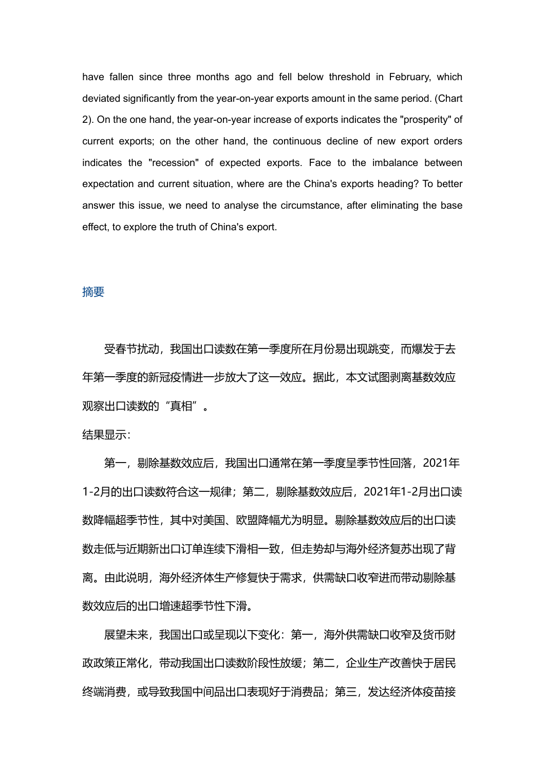have fallen since three months ago and fell below threshold in February, which deviated significantly from the year-on-year exports amount in the same period. (Chart 2). On the one hand, the year-on-year increase of exports indicates the "prosperity" of current exports; on the other hand, the continuous decline of new export orders indicates the "recession" of expected exports. Face to the imbalance between expectation and current situation, where are the China's exports heading? To better answer this issue, we need to analyse the circumstance, after eliminating the base effect, to explore the truth of China's export.

## 摘要

受春节扰动，我国出口读数在第一季度所在月份易出现跳变，而爆发于去年第一季度的新冠疫情进一步放大了这一效应。据此，本文试图剥离基数效应观察出口读数的“真相”。

结果显示：

第一，剔除基数效应后，我国出口通常在第一季度呈季节性回落，2021年1-2月的出口读数符合这一规律；第二，剔除基数效应后，2021年1-2月出口读数降幅超季节性，其中对美国、欧盟降幅尤为明显。剔除基数效应后的出口读数走低与近期新出口订单连续下滑相一致，但走势却与海外经济复苏出现了背离。由此说明，海外经济体生产修复快于需求，供需缺口收窄进而带动剔除基数效应后的出口增速超季节性下滑。

展望未来，我国出口或呈现以下变化：第一，海外供需缺口收窄及货币财政政策正常化，带动我国出口读数阶段性放缓；第二，企业生产改善快于居民终端消费，或导致我国中间品出口表现好于消费品；第三，发达经济体疫苗接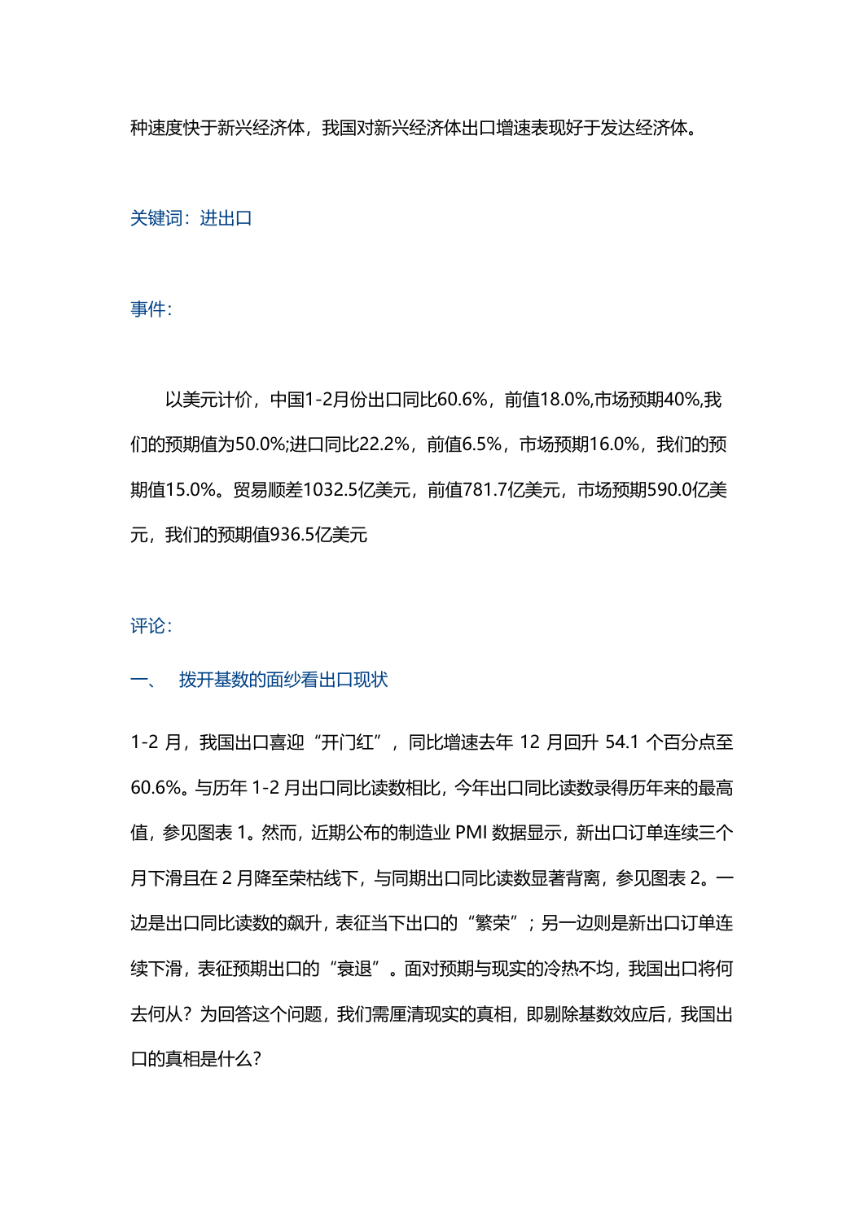种速度快于新兴经济体，我国对新兴经济体出口增速表现好于发达经济体。

关键词：进出口

事件：

以美元计价，中国1-2月份出口同比60.6%，前值18.0%,市场预期40%,我们的预期值为50.0%;进口同比22.2%，前值6.5%，市场预期16.0%，我们的预期值15.0%。贸易顺差1032.5亿美元，前值781.7亿美元，市场预期590.0亿美元，我们的预期值936.5亿美元

评论：

## 一、 拨开基数的面纱看出口现状

1-2 月，我国出口喜迎“开门红”，同比增速去年 12 月回升 54.1 个百分点至 60.6%。与历年 1-2 月出口同比读数相比，今年出口同比读数录得历年来的最高值，参见图表 1。然而，近期公布的制造业 PMI 数据显示，新出口订单连续三个月下滑且在 2 月降至荣枯线下，与同期出口同比读数显著背离，参见图表 2。一边是出口同比读数的飙升，表征当下出口的“繁荣”；另一边则是新出口订单连续下滑，表征预期出口的“衰退”。面对预期与现实的冷热不均，我国出口将何去何从？为回答这个问题，我们需厘清现实的真相，即剔除基数效应后，我国出口的真相是什么？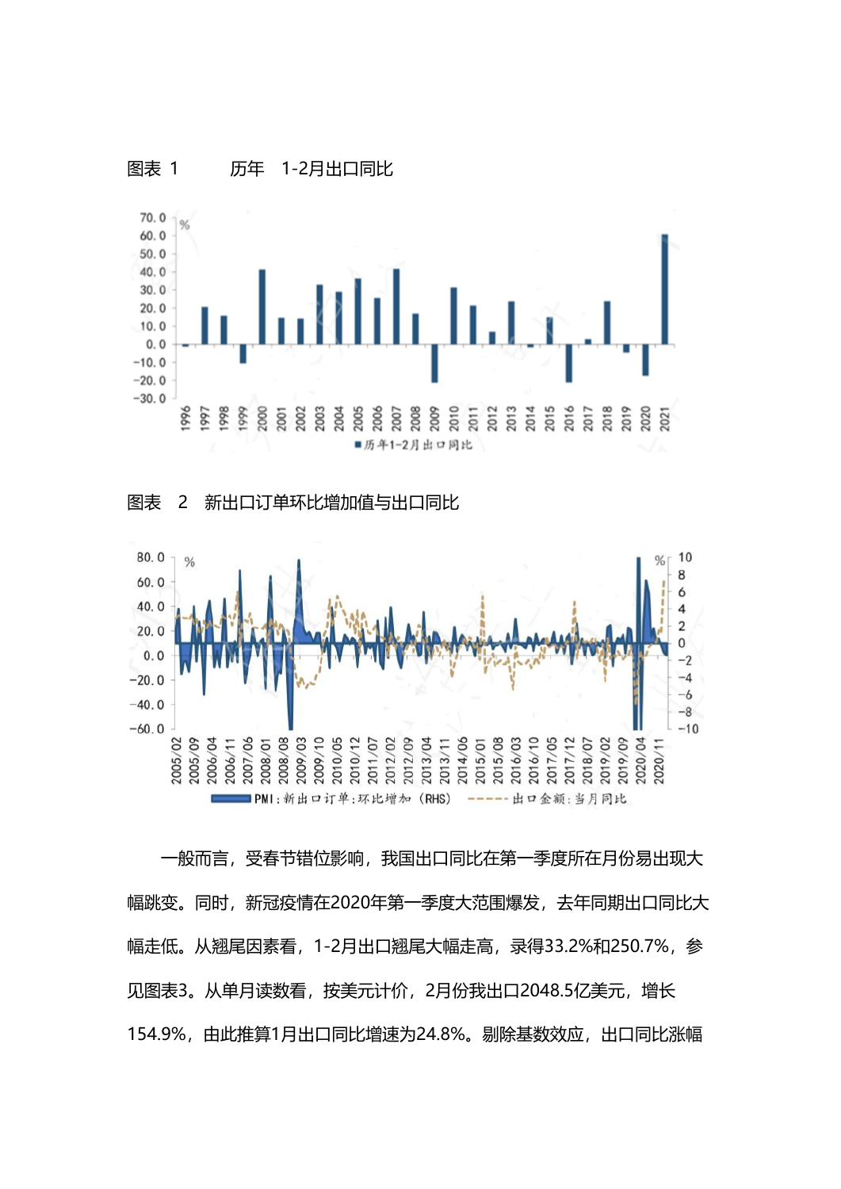图表 1　　历年　1-2月出口同比

图表　2　新出口订单环比增加值与出口同比

一般而言，受春节错位影响，我国出口同比在第一季度所在月份易出现大幅跳变。同时，新冠疫情在2020年第一季度大范围爆发，去年同期出口同比大幅走低。从翘尾因素看，1-2月出口翘尾大幅走高，录得33.2%和250.7%，参见图表3。从单月读数看，按美元计价，2月份我出口2048.5亿美元，增长154.9%，由此推算1月出口同比增速为24.8%。剔除基数效应，出口同比涨幅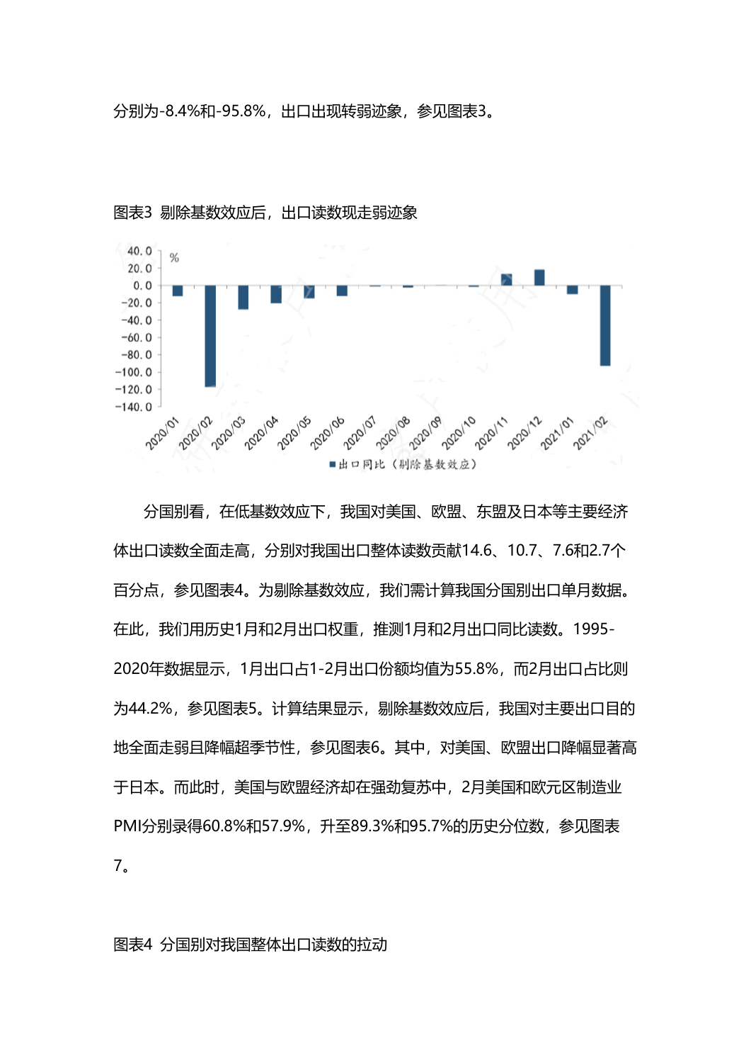分别为-8.4%和-95.8%，出口出现转弱迹象，参见图表3。

图表3 剔除基数效应后，出口读数现走弱迹象

分国别看，在低基数效应下，我国对美国、欧盟、东盟及日本等主要经济体出口读数全面走高，分别对我国出口整体读数贡献14.6、10.7、7.6和2.7个百分点，参见图表4。为剔除基数效应，我们需计算我国分国别出口单月数据。在此，我们用历史1月和2月出口权重，推测1月和2月出口同比读数。1995-2020年数据显示，1月出口占1-2月出口份额均值为55.8%，而2月出口占比则为44.2%，参见图表5。计算结果显示，剔除基数效应后，我国对主要出口目的地全面走弱且降幅超季节性，参见图表6。其中，对美国、欧盟出口降幅显著高于日本。而此时，美国与欧盟经济却在强劲复苏中，2月美国和欧元区制造业PMI分别录得60.8%和57.9%，升至89.3%和95.7%的历史分位数，参见图表7。

图表4 分国别对我国整体出口读数的拉动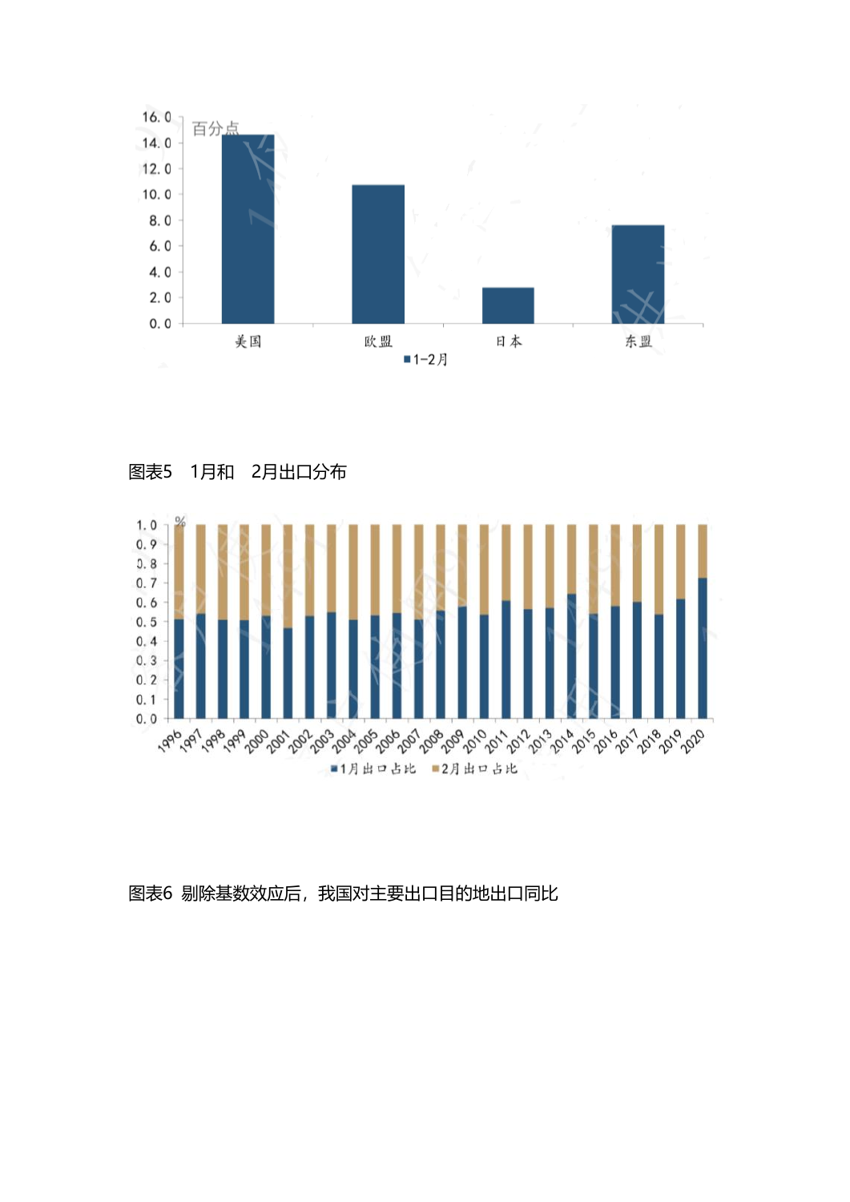图表5　1月和　2月出口分布

图表6 剔除基数效应后，我国对主要出口目的地出口同比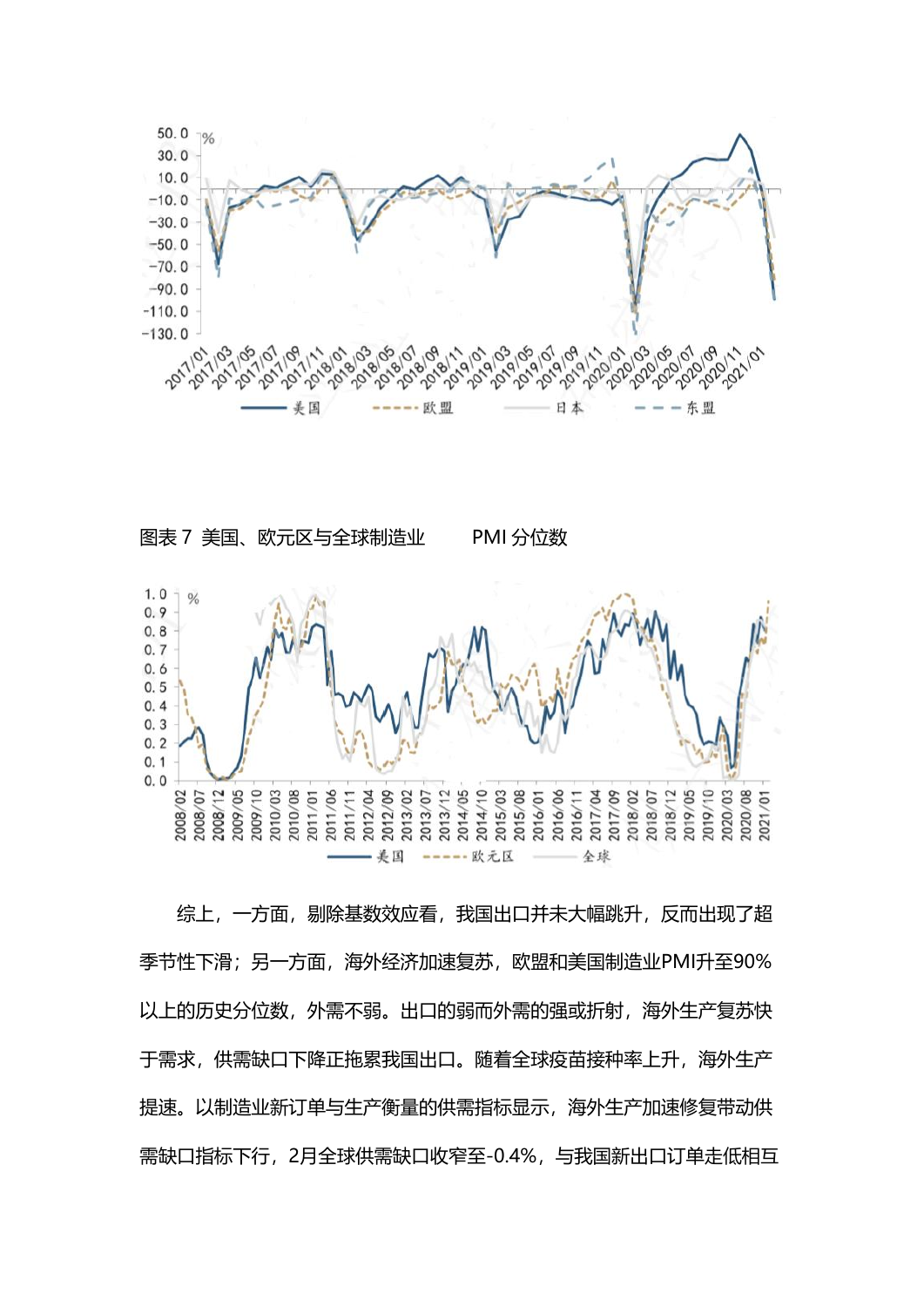图表 7 美国、欧元区与全球制造业 PMI 分位数

综上，一方面，剔除基数效应看，我国出口并未大幅跳升，反而出现了超季节性下滑；另一方面，海外经济加速复苏，欧盟和美国制造业PMI升至90%以上的历史分位数，外需不弱。出口的弱而外需的强或折射，海外生产复苏快于需求，供需缺口下降正拖累我国出口。随着全球疫苗接种率上升，海外生产提速。以制造业新订单与生产衡量的供需指标显示，海外生产加速修复带动供需缺口指标下行，2月全球供需缺口收窄至-0.4%，与我国新出口订单走低相互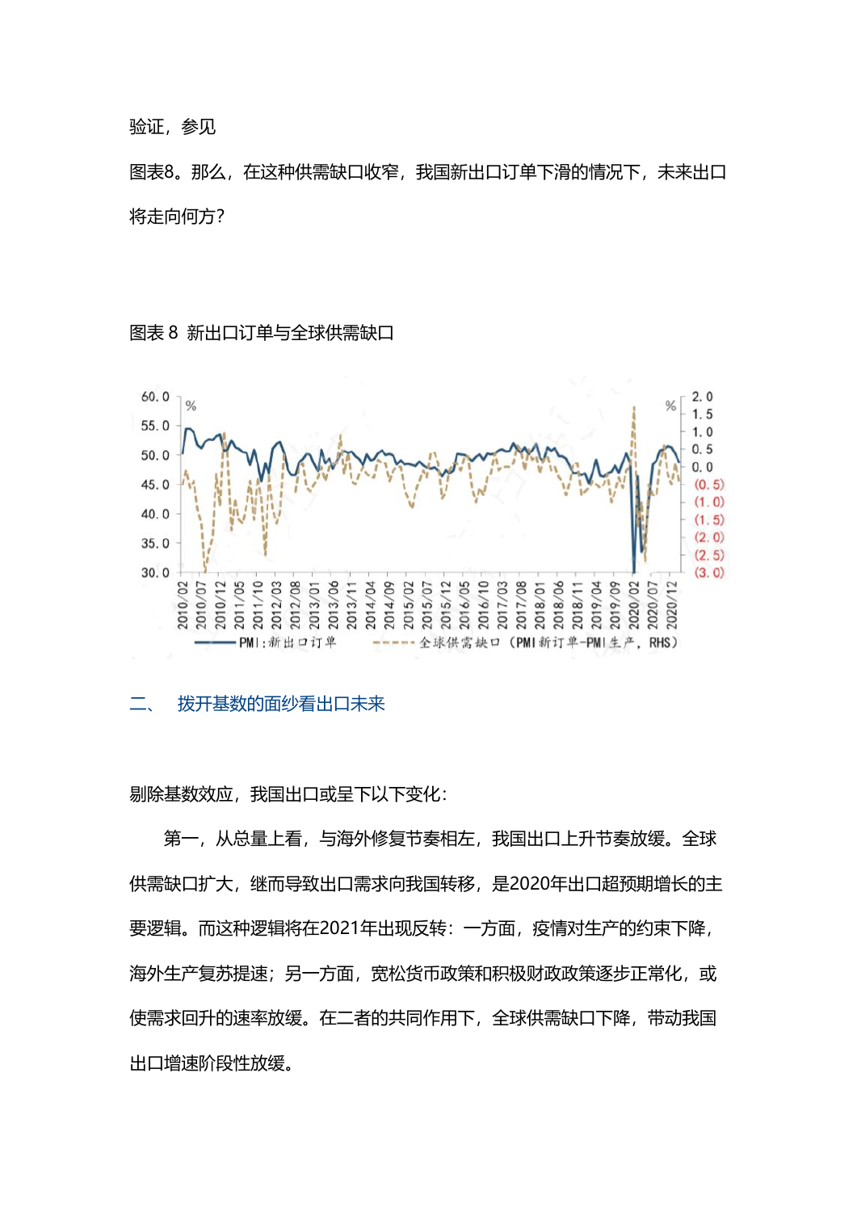验证，参见

图表8。那么，在这种供需缺口收窄，我国新出口订单下滑的情况下，未来出口将走向何方？

图表 8 新出口订单与全球供需缺口

## 二、 拨开基数的面纱看出口未来

剔除基数效应，我国出口或呈下以下变化：

第一，从总量上看，与海外修复节奏相左，我国出口上升节奏放缓。全球供需缺口扩大，继而导致出口需求向我国转移，是2020年出口超预期增长的主要逻辑。而这种逻辑将在2021年出现反转：一方面，疫情对生产的约束下降，海外生产复苏提速；另一方面，宽松货币政策和积极财政政策逐步正常化，或使需求回升的速率放缓。在二者的共同作用下，全球供需缺口下降，带动我国出口增速阶段性放缓。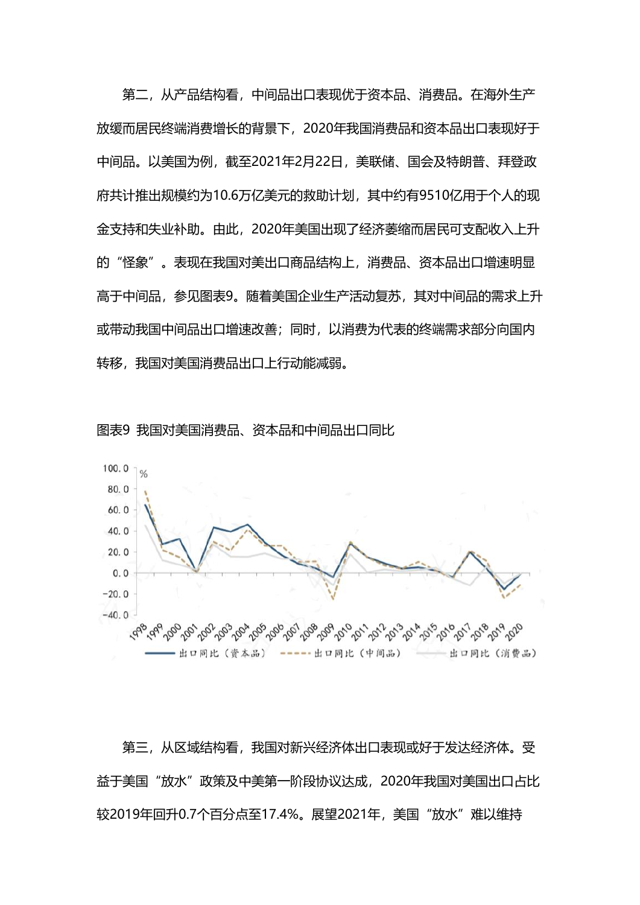第二，从产品结构看，中间品出口表现优于资本品、消费品。在海外生产放缓而居民终端消费增长的背景下，2020年我国消费品和资本品出口表现好于中间品。以美国为例，截至2021年2月22日，美联储、国会及特朗普、拜登政府共计推出规模约为10.6万亿美元的救助计划，其中约有9510亿用于个人的现金支持和失业补助。由此，2020年美国出现了经济萎缩而居民可支配收入上升的"怪象"。表现在我国对美出口商品结构上，消费品、资本品出口增速明显高于中间品，参见图表9。随着美国企业生产活动复苏，其对中间品的需求上升或带动我国中间品出口增速改善；同时，以消费为代表的终端需求部分向国内转移，我国对美国消费品出口上行动能减弱。

图表9 我国对美国消费品、资本品和中间品出口同比

第三，从区域结构看，我国对新兴经济体出口表现或好于发达经济体。受益于美国"放水"政策及中美第一阶段协议达成，2020年我国对美国出口占比较2019年回升0.7个百分点至17.4%。展望2021年，美国"放水"难以维持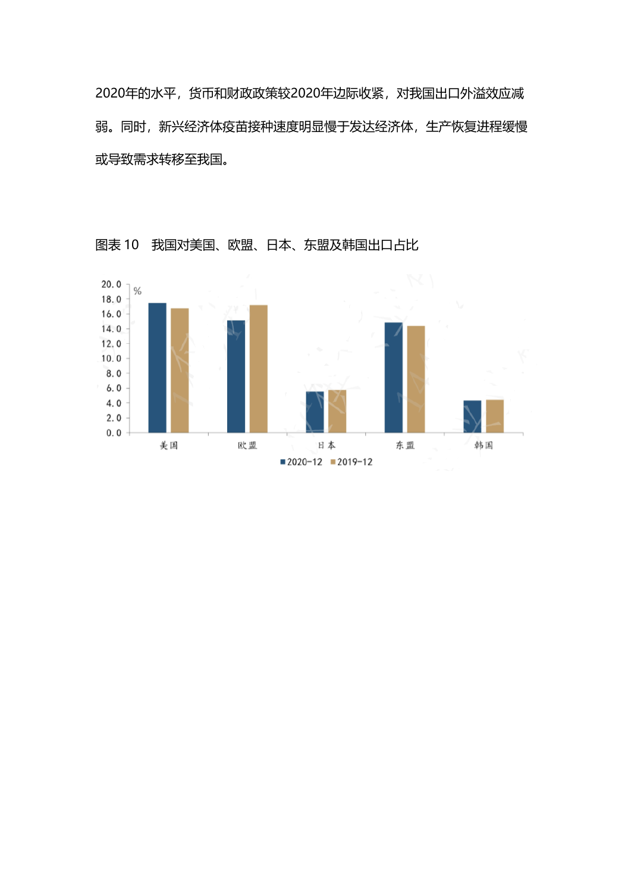2020年的水平，货币和财政政策较2020年边际收紧，对我国出口外溢效应减弱。同时，新兴经济体疫苗接种速度明显慢于发达经济体，生产恢复进程缓慢或导致需求转移至我国。

图表 10　我国对美国、欧盟、日本、东盟及韩国出口占比

%

20.0
18.0
16.0
14.0
12.0
10.0
8.0
6.0
4.0
2.0
0.0

美国
欧盟
日本
东盟
韩国

2020-12
2019-12